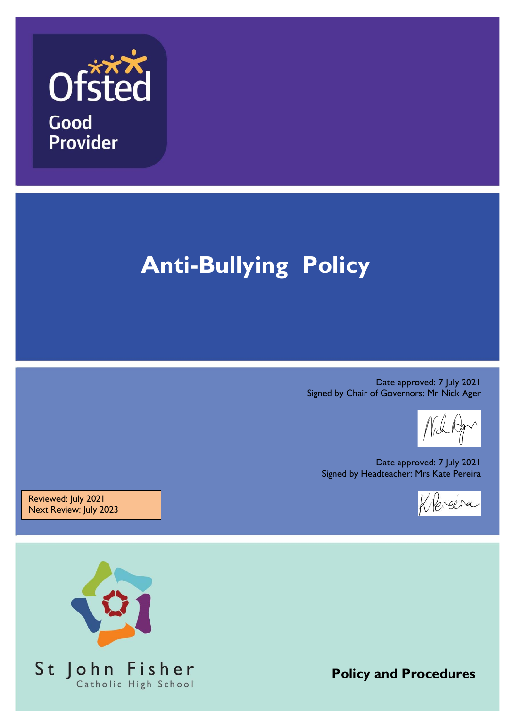Ofsted Good Provider

# Anti-Bullying Policy

Date approved: 7 July 2021
Signed by Chair of Governors: Mr Nick Ager

Date approved: 7 July 2021
Signed by Headteacher: Mrs Kate Pereira

Reviewed: July 2021
Next Review: July 2023

St John Fisher
Catholic High School

**Policy and Procedures**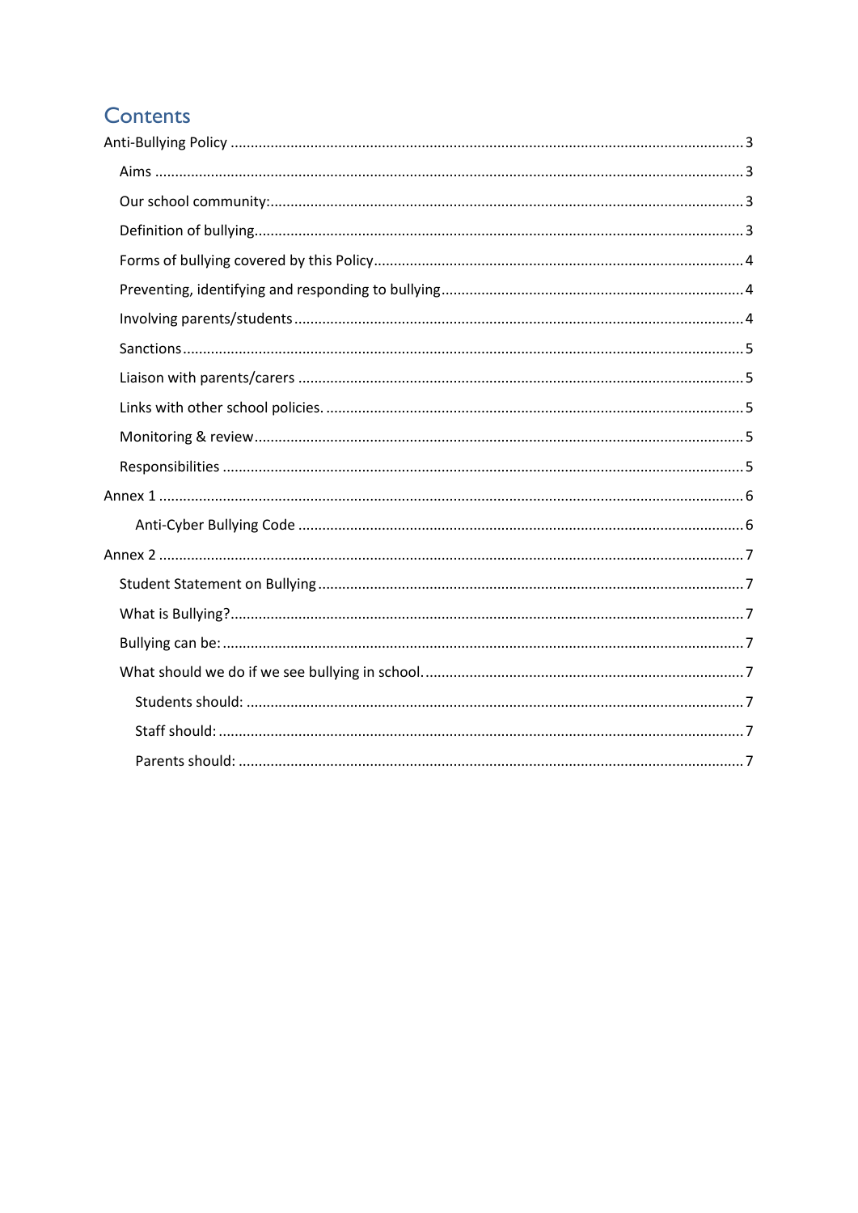# Contents

- Anti-Bullying Policy ... 3
  - Aims ... 3
  - Our school community: ... 3
  - Definition of bullying ... 3
  - Forms of bullying covered by this Policy ... 4
  - Preventing, identifying and responding to bullying ... 4
  - Involving parents/students ... 4
  - Sanctions ... 5
  - Liaison with parents/carers ... 5
  - Links with other school policies. ... 5
  - Monitoring & review ... 5
  - Responsibilities ... 5
- Annex 1 ... 6
    - Anti-Cyber Bullying Code ... 6
- Annex 2 ... 7
  - Student Statement on Bullying ... 7
  - What is Bullying? ... 7
  - Bullying can be: ... 7
  - What should we do if we see bullying in school. ... 7
    - Students should: ... 7
    - Staff should: ... 7
    - Parents should: ... 7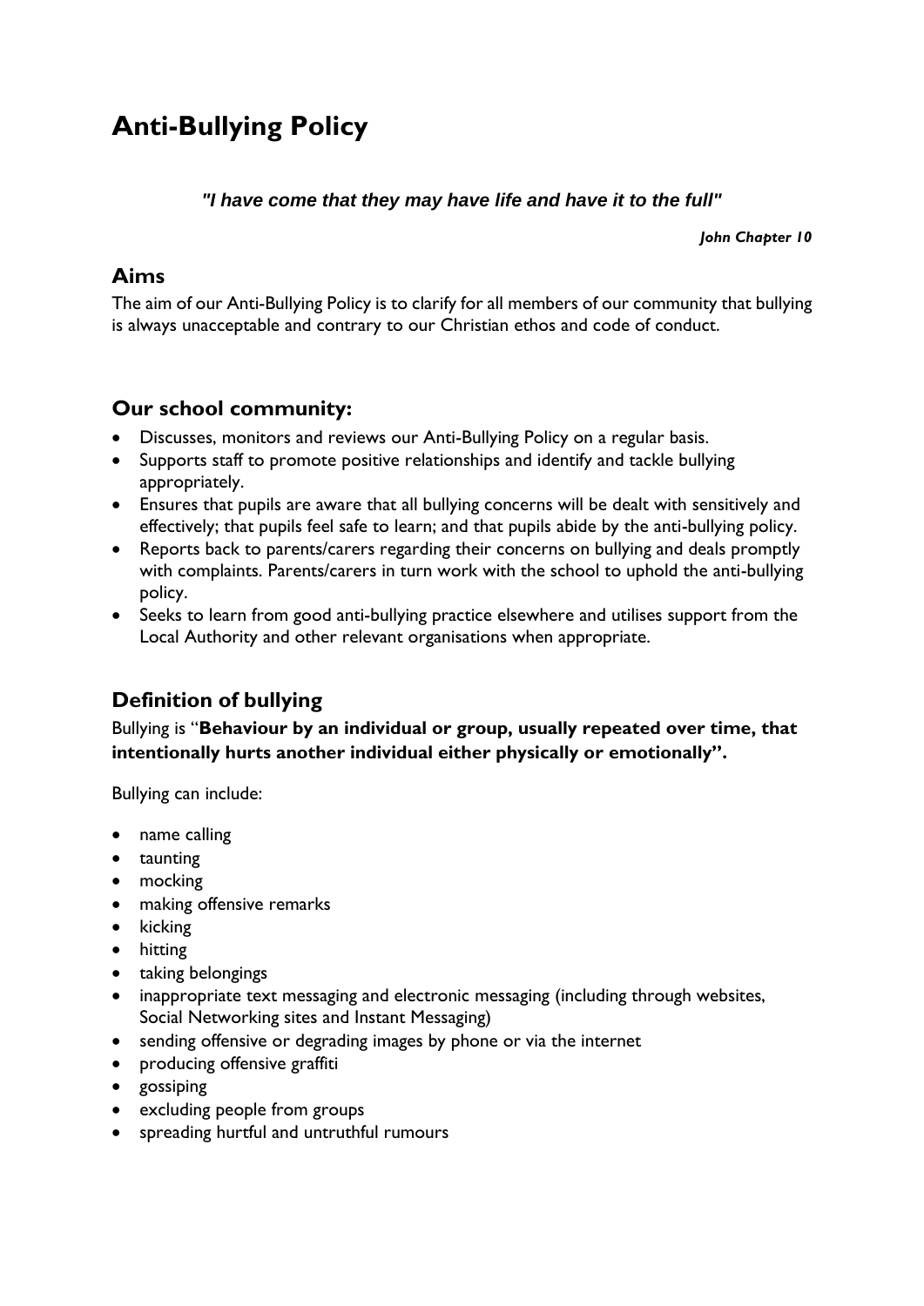# Anti-Bullying Policy

***"I have come that they may have life and have it to the full"***

***John Chapter 10***

## Aims

The aim of our Anti-Bullying Policy is to clarify for all members of our community that bullying is always unacceptable and contrary to our Christian ethos and code of conduct.

## Our school community:

- Discusses, monitors and reviews our Anti-Bullying Policy on a regular basis.
- Supports staff to promote positive relationships and identify and tackle bullying appropriately.
- Ensures that pupils are aware that all bullying concerns will be dealt with sensitively and effectively; that pupils feel safe to learn; and that pupils abide by the anti-bullying policy.
- Reports back to parents/carers regarding their concerns on bullying and deals promptly with complaints. Parents/carers in turn work with the school to uphold the anti-bullying policy.
- Seeks to learn from good anti-bullying practice elsewhere and utilises support from the Local Authority and other relevant organisations when appropriate.

## Definition of bullying

Bullying is "**Behaviour by an individual or group, usually repeated over time, that intentionally hurts another individual either physically or emotionally".**

Bullying can include:

- name calling
- taunting
- mocking
- making offensive remarks
- kicking
- hitting
- taking belongings
- inappropriate text messaging and electronic messaging (including through websites, Social Networking sites and Instant Messaging)
- sending offensive or degrading images by phone or via the internet
- producing offensive graffiti
- gossiping
- excluding people from groups
- spreading hurtful and untruthful rumours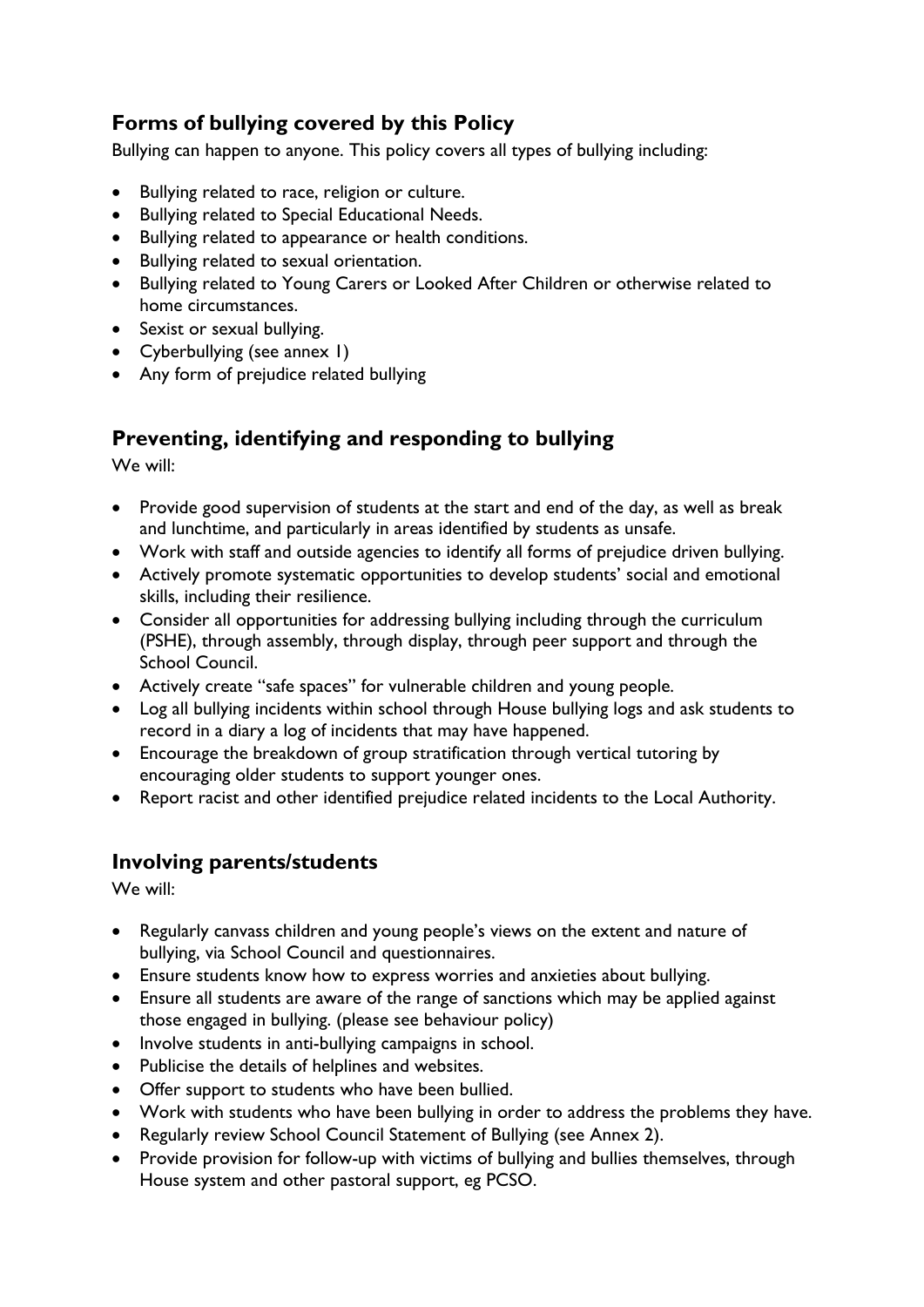## Forms of bullying covered by this Policy

Bullying can happen to anyone. This policy covers all types of bullying including:

- Bullying related to race, religion or culture.
- Bullying related to Special Educational Needs.
- Bullying related to appearance or health conditions.
- Bullying related to sexual orientation.
- Bullying related to Young Carers or Looked After Children or otherwise related to home circumstances.
- Sexist or sexual bullying.
- Cyberbullying (see annex 1)
- Any form of prejudice related bullying

## Preventing, identifying and responding to bullying

We will:

- Provide good supervision of students at the start and end of the day, as well as break and lunchtime, and particularly in areas identified by students as unsafe.
- Work with staff and outside agencies to identify all forms of prejudice driven bullying.
- Actively promote systematic opportunities to develop students' social and emotional skills, including their resilience.
- Consider all opportunities for addressing bullying including through the curriculum (PSHE), through assembly, through display, through peer support and through the School Council.
- Actively create "safe spaces" for vulnerable children and young people.
- Log all bullying incidents within school through House bullying logs and ask students to record in a diary a log of incidents that may have happened.
- Encourage the breakdown of group stratification through vertical tutoring by encouraging older students to support younger ones.
- Report racist and other identified prejudice related incidents to the Local Authority.

## Involving parents/students

We will:

- Regularly canvass children and young people's views on the extent and nature of bullying, via School Council and questionnaires.
- Ensure students know how to express worries and anxieties about bullying.
- Ensure all students are aware of the range of sanctions which may be applied against those engaged in bullying. (please see behaviour policy)
- Involve students in anti-bullying campaigns in school.
- Publicise the details of helplines and websites.
- Offer support to students who have been bullied.
- Work with students who have been bullying in order to address the problems they have.
- Regularly review School Council Statement of Bullying (see Annex 2).
- Provide provision for follow-up with victims of bullying and bullies themselves, through House system and other pastoral support, eg PCSO.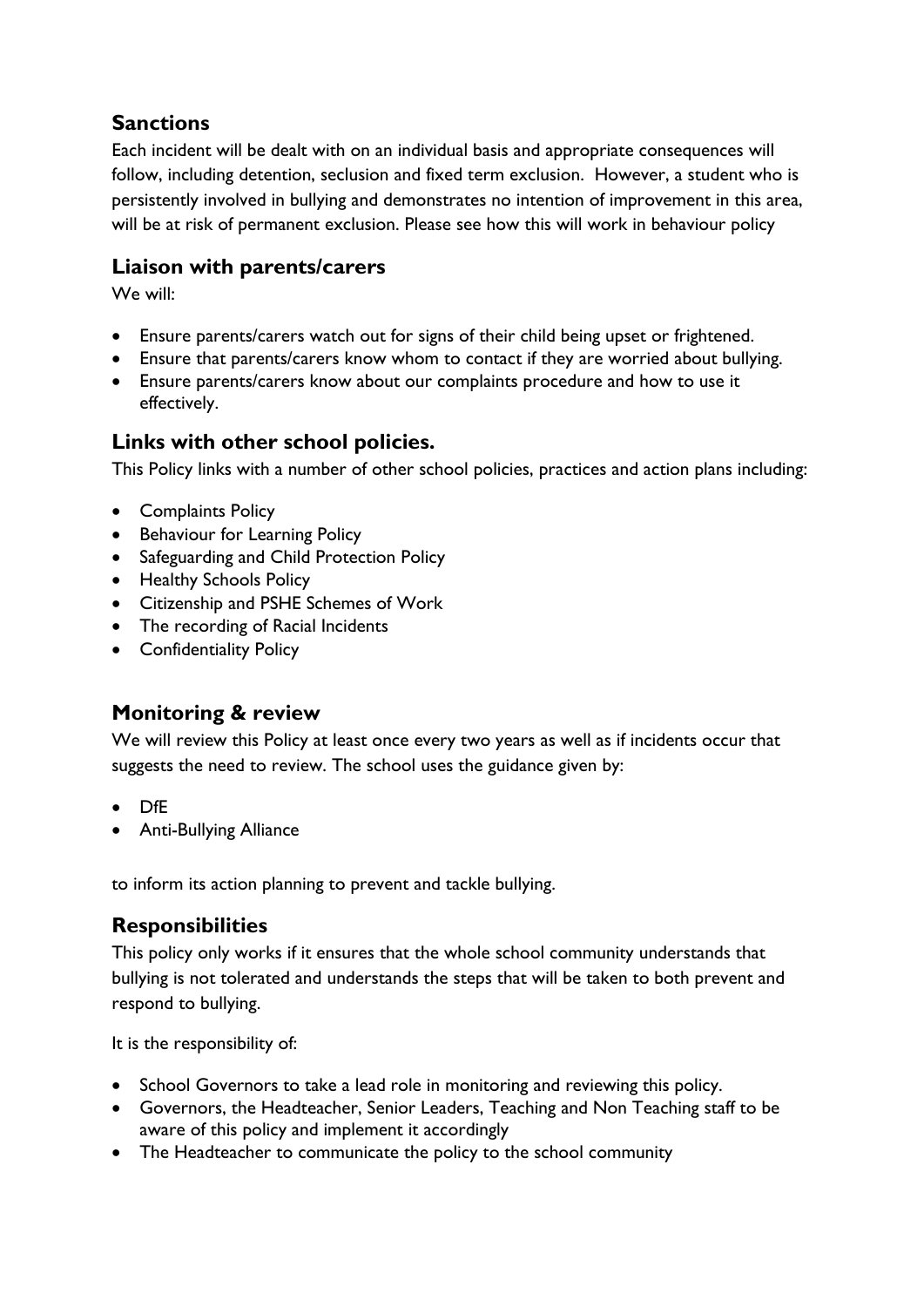## Sanctions

Each incident will be dealt with on an individual basis and appropriate consequences will follow, including detention, seclusion and fixed term exclusion. However, a student who is persistently involved in bullying and demonstrates no intention of improvement in this area, will be at risk of permanent exclusion. Please see how this will work in behaviour policy

## Liaison with parents/carers

We will:

- Ensure parents/carers watch out for signs of their child being upset or frightened.
- Ensure that parents/carers know whom to contact if they are worried about bullying.
- Ensure parents/carers know about our complaints procedure and how to use it effectively.

## Links with other school policies.

This Policy links with a number of other school policies, practices and action plans including:

- Complaints Policy
- Behaviour for Learning Policy
- Safeguarding and Child Protection Policy
- Healthy Schools Policy
- Citizenship and PSHE Schemes of Work
- The recording of Racial Incidents
- Confidentiality Policy

## Monitoring & review

We will review this Policy at least once every two years as well as if incidents occur that suggests the need to review. The school uses the guidance given by:

- DfE
- Anti-Bullying Alliance

to inform its action planning to prevent and tackle bullying.

## Responsibilities

This policy only works if it ensures that the whole school community understands that bullying is not tolerated and understands the steps that will be taken to both prevent and respond to bullying.

It is the responsibility of:

- School Governors to take a lead role in monitoring and reviewing this policy.
- Governors, the Headteacher, Senior Leaders, Teaching and Non Teaching staff to be aware of this policy and implement it accordingly
- The Headteacher to communicate the policy to the school community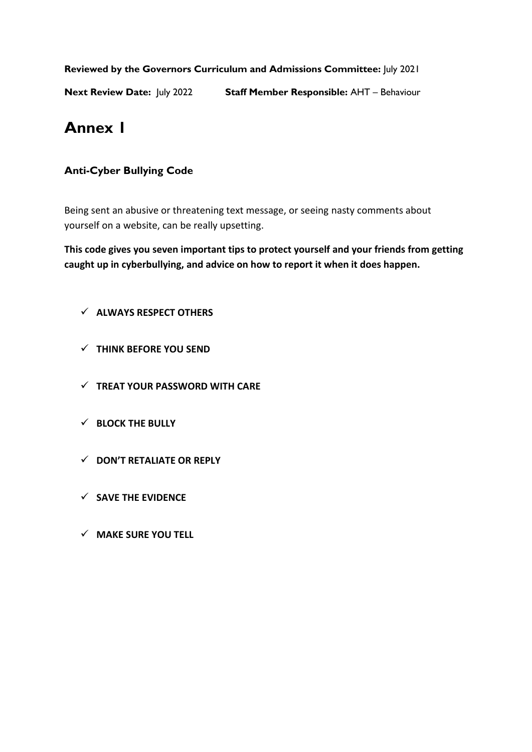**Reviewed by the Governors Curriculum and Admissions Committee:** July 2021

**Next Review Date:** July 2022 **Staff Member Responsible:** AHT – Behaviour

# Annex 1

### Anti-Cyber Bullying Code

Being sent an abusive or threatening text message, or seeing nasty comments about yourself on a website, can be really upsetting.

**This code gives you seven important tips to protect yourself and your friends from getting caught up in cyberbullying, and advice on how to report it when it does happen.**

- ✓ **ALWAYS RESPECT OTHERS**
- ✓ **THINK BEFORE YOU SEND**
- ✓ **TREAT YOUR PASSWORD WITH CARE**
- ✓ **BLOCK THE BULLY**
- ✓ **DON'T RETALIATE OR REPLY**
- ✓ **SAVE THE EVIDENCE**
- ✓ **MAKE SURE YOU TELL**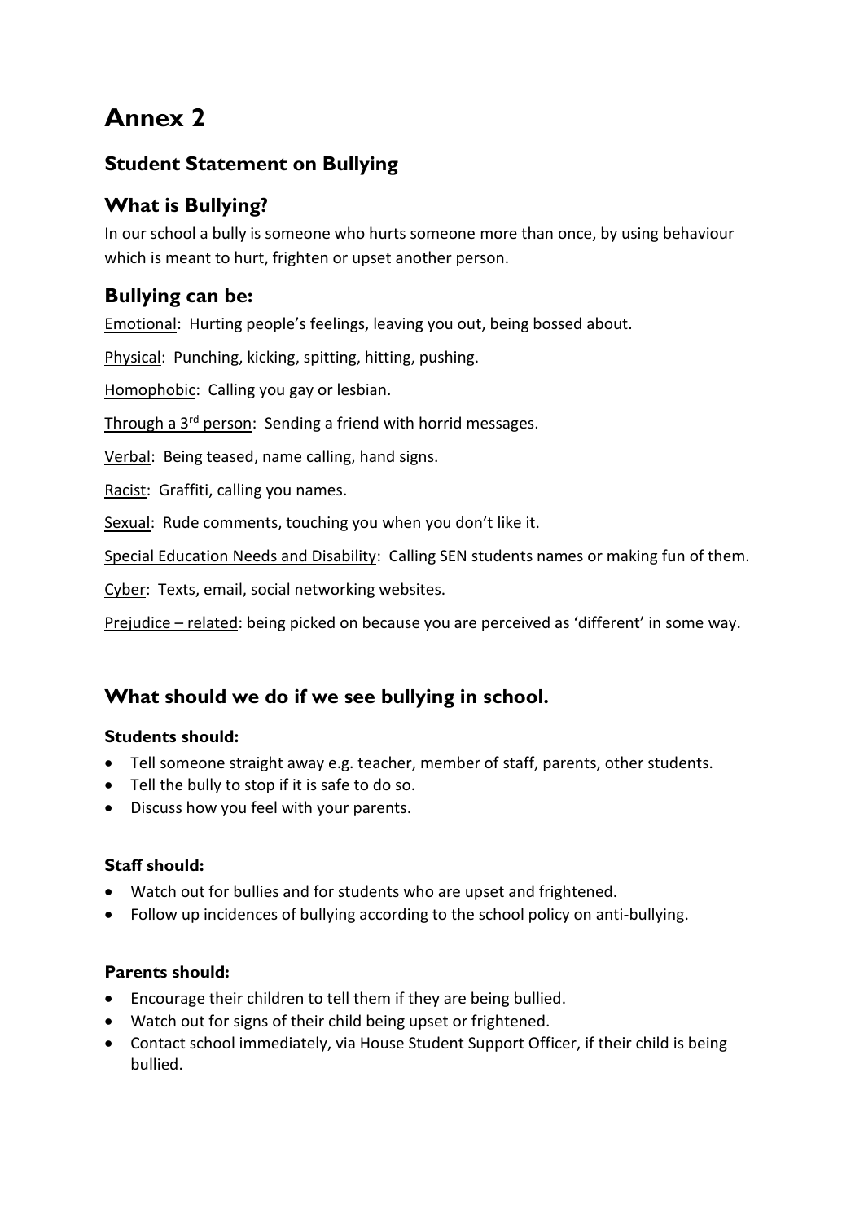# Annex 2

## Student Statement on Bullying

## What is Bullying?

In our school a bully is someone who hurts someone more than once, by using behaviour which is meant to hurt, frighten or upset another person.

## Bullying can be:

Emotional: Hurting people's feelings, leaving you out, being bossed about.

Physical: Punching, kicking, spitting, hitting, pushing.

Homophobic: Calling you gay or lesbian.

Through a 3rd person: Sending a friend with horrid messages.

Verbal: Being teased, name calling, hand signs.

Racist: Graffiti, calling you names.

Sexual: Rude comments, touching you when you don't like it.

Special Education Needs and Disability: Calling SEN students names or making fun of them.

Cyber: Texts, email, social networking websites.

Prejudice – related: being picked on because you are perceived as 'different' in some way.

## What should we do if we see bullying in school.

**Students should:**

- Tell someone straight away e.g. teacher, member of staff, parents, other students.
- Tell the bully to stop if it is safe to do so.
- Discuss how you feel with your parents.

**Staff should:**

- Watch out for bullies and for students who are upset and frightened.
- Follow up incidences of bullying according to the school policy on anti-bullying.

**Parents should:**

- Encourage their children to tell them if they are being bullied.
- Watch out for signs of their child being upset or frightened.
- Contact school immediately, via House Student Support Officer, if their child is being bullied.